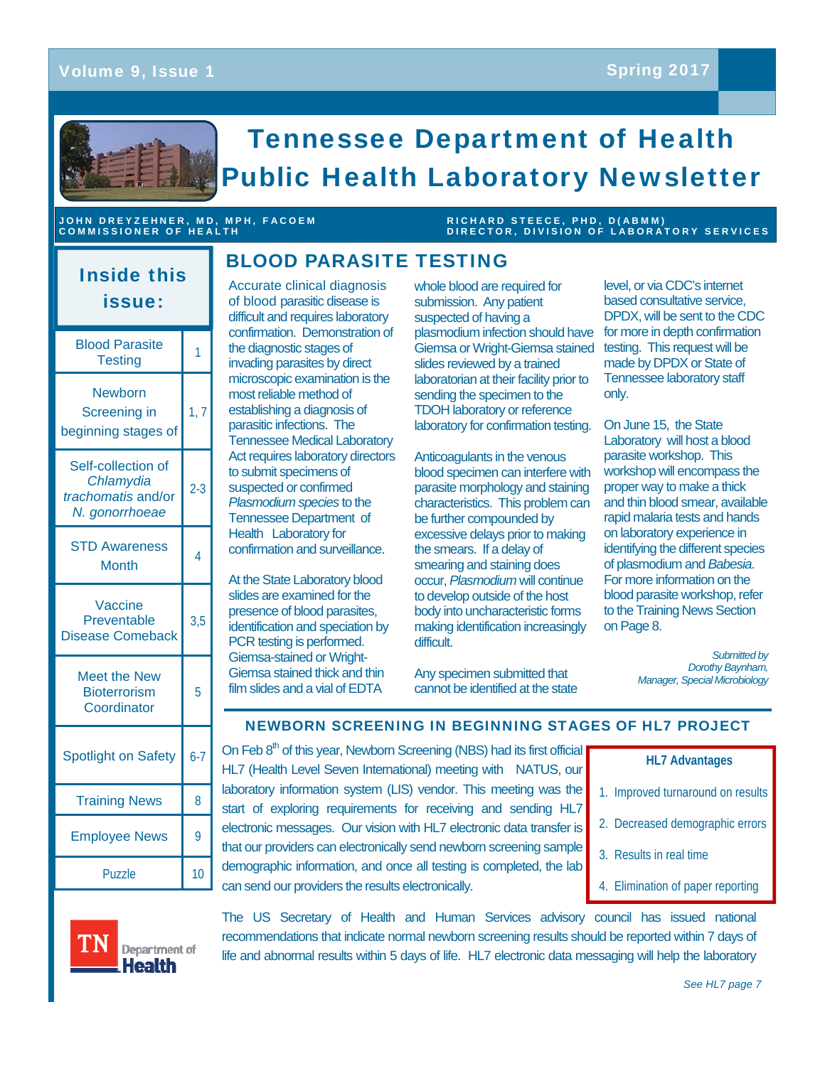Volume 9, Issue 1 — Spring 2017

# Tennessee Department of Health Public Health Laboratory Newsletter

JOHN DREYZEHNER, MD, MPH, FACOEM
COMMISSIONER OF HEALTH

RICHARD STEECE, PHD, D(ABMM)
DIRECTOR, DIVISION OF LABORATORY SERVICES

## Inside this issue:

| Article | Page |
|---|---|
| Blood Parasite Testing | 1 |
| Newborn Screening in beginning stages of | 1, 7 |
| Self-collection of *Chlamydia trachomatis* and/or *N. gonorrhoeae* | 2-3 |
| STD Awareness Month | 4 |
| Vaccine Preventable Disease Comeback | 3,5 |
| Meet the New Bioterrorism Coordinator | 5 |
| Spotlight on Safety | 6-7 |
| Training News | 8 |
| Employee News | 9 |
| Puzzle | 10 |

## BLOOD PARASITE TESTING

Accurate clinical diagnosis of blood parasitic disease is difficult and requires laboratory confirmation. Demonstration of the diagnostic stages of invading parasites by direct microscopic examination is the most reliable method of establishing a diagnosis of parasitic infections. The Tennessee Medical Laboratory Act requires laboratory directors to submit specimens of suspected or confirmed *Plasmodium species* to the Tennessee Department of Health Laboratory for confirmation and surveillance.

At the State Laboratory blood slides are examined for the presence of blood parasites, identification and speciation by PCR testing is performed. Giemsa-stained or Wright-Giemsa stained thick and thin film slides and a vial of EDTA whole blood are required for submission. Any patient suspected of having a plasmodium infection should have Giemsa or Wright-Giemsa stained slides reviewed by a trained laboratorian at their facility prior to sending the specimen to the TDOH laboratory or reference laboratory for confirmation testing.

Anticoagulants in the venous blood specimen can interfere with parasite morphology and staining characteristics. This problem can be further compounded by excessive delays prior to making the smears. If a delay of smearing and staining does occur, *Plasmodium* will continue to develop outside of the host body into uncharacteristic forms making identification increasingly difficult.

Any specimen submitted that cannot be identified at the state level, or via CDC's internet based consultative service, DPDX, will be sent to the CDC for more in depth confirmation testing. This request will be made by DPDX or State of Tennessee laboratory staff only.

On June 15, the State Laboratory will host a blood parasite workshop. This workshop will encompass the proper way to make a thick and thin blood smear, available rapid malaria tests and hands on laboratory experience in identifying the different species of plasmodium and *Babesia*. For more information on the blood parasite workshop, refer to the Training News Section on Page 8.

*Submitted by Dorothy Baynham, Manager, Special Microbiology*

## NEWBORN SCREENING IN BEGINNING STAGES OF HL7 PROJECT

On Feb 8th of this year, Newborn Screening (NBS) had its first official HL7 (Health Level Seven International) meeting with NATUS, our laboratory information system (LIS) vendor. This meeting was the start of exploring requirements for receiving and sending HL7 electronic messages. Our vision with HL7 electronic data transfer is that our providers can electronically send newborn screening sample demographic information, and once all testing is completed, the lab can send our providers the results electronically.

**HL7 Advantages**

1. Improved turnaround on results
2. Decreased demographic errors
3. Results in real time
4. Elimination of paper reporting

The US Secretary of Health and Human Services advisory council has issued national recommendations that indicate normal newborn screening results should be reported within 7 days of life and abnormal results within 5 days of life. HL7 electronic data messaging will help the laboratory

*See HL7 page 7*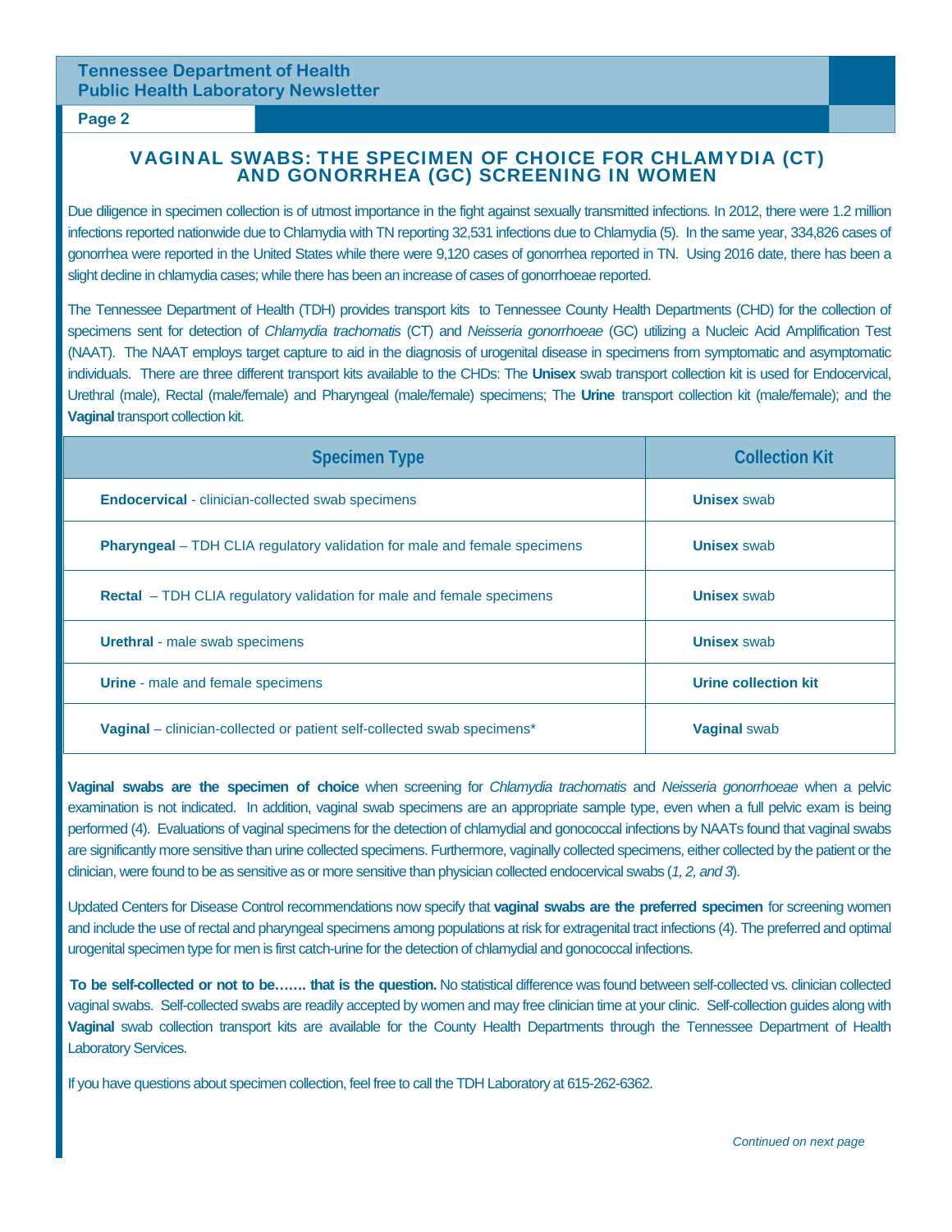## VAGINAL SWABS: THE SPECIMEN OF CHOICE FOR CHLAMYDIA (CT) AND GONORRHEA (GC) SCREENING IN WOMEN

Due diligence in specimen collection is of utmost importance in the fight against sexually transmitted infections. In 2012, there were 1.2 million infections reported nationwide due to Chlamydia with TN reporting 32,531 infections due to Chlamydia (5). In the same year, 334,826 cases of gonorrhea were reported in the United States while there were 9,120 cases of gonorrhea reported in TN. Using 2016 date, there has been a slight decline in chlamydia cases; while there has been an increase of cases of gonorrhoeae reported.

The Tennessee Department of Health (TDH) provides transport kits to Tennessee County Health Departments (CHD) for the collection of specimens sent for detection of *Chlamydia trachomatis* (CT) and *Neisseria gonorrhoeae* (GC) utilizing a Nucleic Acid Amplification Test (NAAT). The NAAT employs target capture to aid in the diagnosis of urogenital disease in specimens from symptomatic and asymptomatic individuals. There are three different transport kits available to the CHDs: The **Unisex** swab transport collection kit is used for Endocervical, Urethral (male), Rectal (male/female) and Pharyngeal (male/female) specimens; The **Urine** transport collection kit (male/female); and the **Vaginal** transport collection kit.

| Specimen Type | Collection Kit |
|---|---|
| **Endocervical** - clinician-collected swab specimens | **Unisex** swab |
| **Pharyngeal** – TDH CLIA regulatory validation for male and female specimens | **Unisex** swab |
| **Rectal** – TDH CLIA regulatory validation for male and female specimens | **Unisex** swab |
| **Urethral** - male swab specimens | **Unisex** swab |
| **Urine** - male and female specimens | **Urine collection kit** |
| **Vaginal** – clinician-collected or patient self-collected swab specimens* | **Vaginal** swab |

**Vaginal swabs are the specimen of choice** when screening for *Chlamydia trachomatis* and *Neisseria gonorrhoeae* when a pelvic examination is not indicated. In addition, vaginal swab specimens are an appropriate sample type, even when a full pelvic exam is being performed (4). Evaluations of vaginal specimens for the detection of chlamydial and gonococcal infections by NAATs found that vaginal swabs are significantly more sensitive than urine collected specimens. Furthermore, vaginally collected specimens, either collected by the patient or the clinician, were found to be as sensitive as or more sensitive than physician collected endocervical swabs (*1, 2, and 3*).

Updated Centers for Disease Control recommendations now specify that **vaginal swabs are the preferred specimen** for screening women and include the use of rectal and pharyngeal specimens among populations at risk for extragenital tract infections (4). The preferred and optimal urogenital specimen type for men is first catch-urine for the detection of chlamydial and gonococcal infections.

**To be self-collected or not to be……. that is the question.** No statistical difference was found between self-collected vs. clinician collected vaginal swabs. Self-collected swabs are readily accepted by women and may free clinician time at your clinic. Self-collection guides along with **Vaginal** swab collection transport kits are available for the County Health Departments through the Tennessee Department of Health Laboratory Services.

If you have questions about specimen collection, feel free to call the TDH Laboratory at 615-262-6362.

*Continued on next page*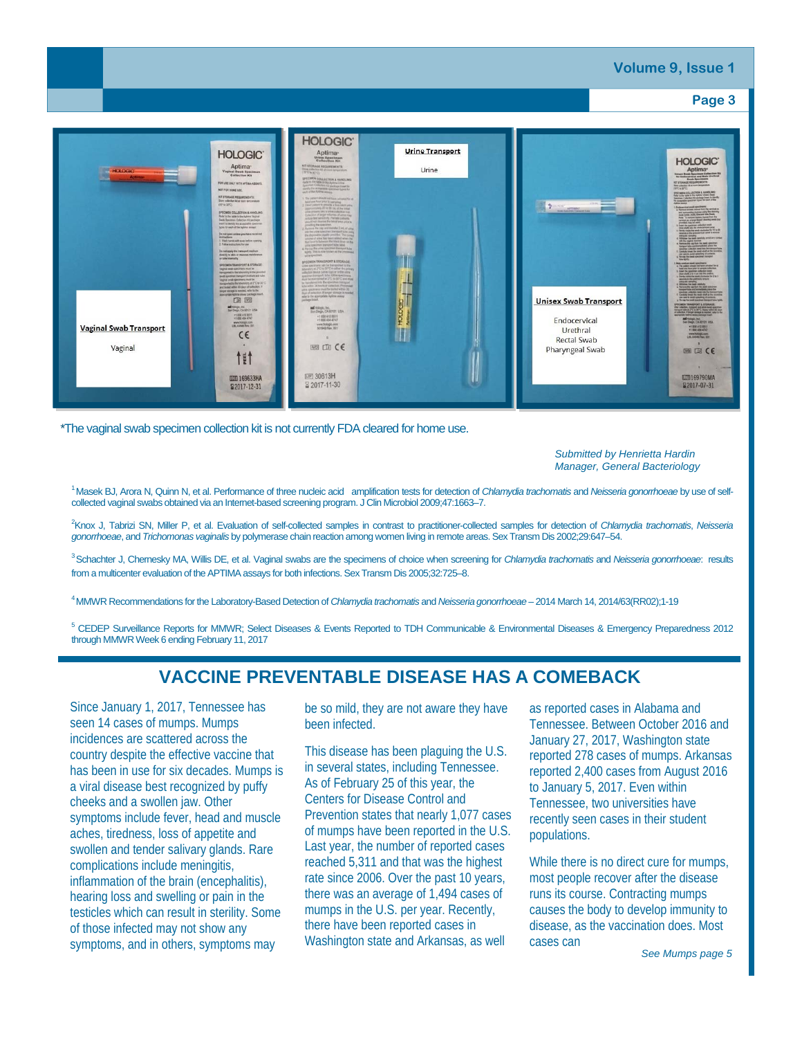**Vaginal Swab Transport**

Vaginal

**Urine Transport**

Urine

**Unisex Swab Transport**

Endocervical
Urethral
Rectal Swab
Pharyngeal Swab

*The vaginal swab specimen collection kit is not currently FDA cleared for home use.

*Submitted by Henrietta Hardin*
*Manager, General Bacteriology*

[1] Masek BJ, Arora N, Quinn N, et al. Performance of three nucleic acid amplification tests for detection of *Chlamydia trachomatis* and *Neisseria gonorrhoeae* by use of self-collected vaginal swabs obtained via an Internet-based screening program. J Clin Microbiol 2009;47:1663–7.

[2] Knox J, Tabrizi SN, Miller P, et al. Evaluation of self-collected samples in contrast to practitioner-collected samples for detection of *Chlamydia trachomatis*, *Neisseria gonorrhoeae*, and *Trichomonas vaginalis* by polymerase chain reaction among women living in remote areas. Sex Transm Dis 2002;29:647–54.

[3] Schachter J, Chernesky MA, Willis DE, et al. Vaginal swabs are the specimens of choice when screening for *Chlamydia trachomatis* and *Neisseria gonorrhoeae*: results from a multicenter evaluation of the APTIMA assays for both infections. Sex Transm Dis 2005;32:725–8.

[4] MMWR Recommendations for the Laboratory-Based Detection of *Chlamydia trachomatis* and *Neisseria gonorrhoeae* – 2014 March 14, 2014/63(RR02);1-19

[5] CEDEP Surveillance Reports for MMWR; Select Diseases & Events Reported to TDH Communicable & Environmental Diseases & Emergency Preparedness 2012 through MMWR Week 6 ending February 11, 2017

## VACCINE PREVENTABLE DISEASE HAS A COMEBACK

Since January 1, 2017, Tennessee has seen 14 cases of mumps. Mumps incidences are scattered across the country despite the effective vaccine that has been in use for six decades. Mumps is a viral disease best recognized by puffy cheeks and a swollen jaw. Other symptoms include fever, head and muscle aches, tiredness, loss of appetite and swollen and tender salivary glands. Rare complications include meningitis, inflammation of the brain (encephalitis), hearing loss and swelling or pain in the testicles which can result in sterility. Some of those infected may not show any symptoms, and in others, symptoms may be so mild, they are not aware they have been infected.

This disease has been plaguing the U.S. in several states, including Tennessee. As of February 25 of this year, the Centers for Disease Control and Prevention states that nearly 1,077 cases of mumps have been reported in the U.S. Last year, the number of reported cases reached 5,311 and that was the highest rate since 2006. Over the past 10 years, there was an average of 1,494 cases of mumps in the U.S. per year. Recently, there have been reported cases in Washington state and Arkansas, as well as reported cases in Alabama and Tennessee. Between October 2016 and January 27, 2017, Washington state reported 278 cases of mumps. Arkansas reported 2,400 cases from August 2016 to January 5, 2017. Even within Tennessee, two universities have recently seen cases in their student populations.

While there is no direct cure for mumps, most people recover after the disease runs its course. Contracting mumps causes the body to develop immunity to disease, as the vaccination does. Most cases can

*See Mumps page 5*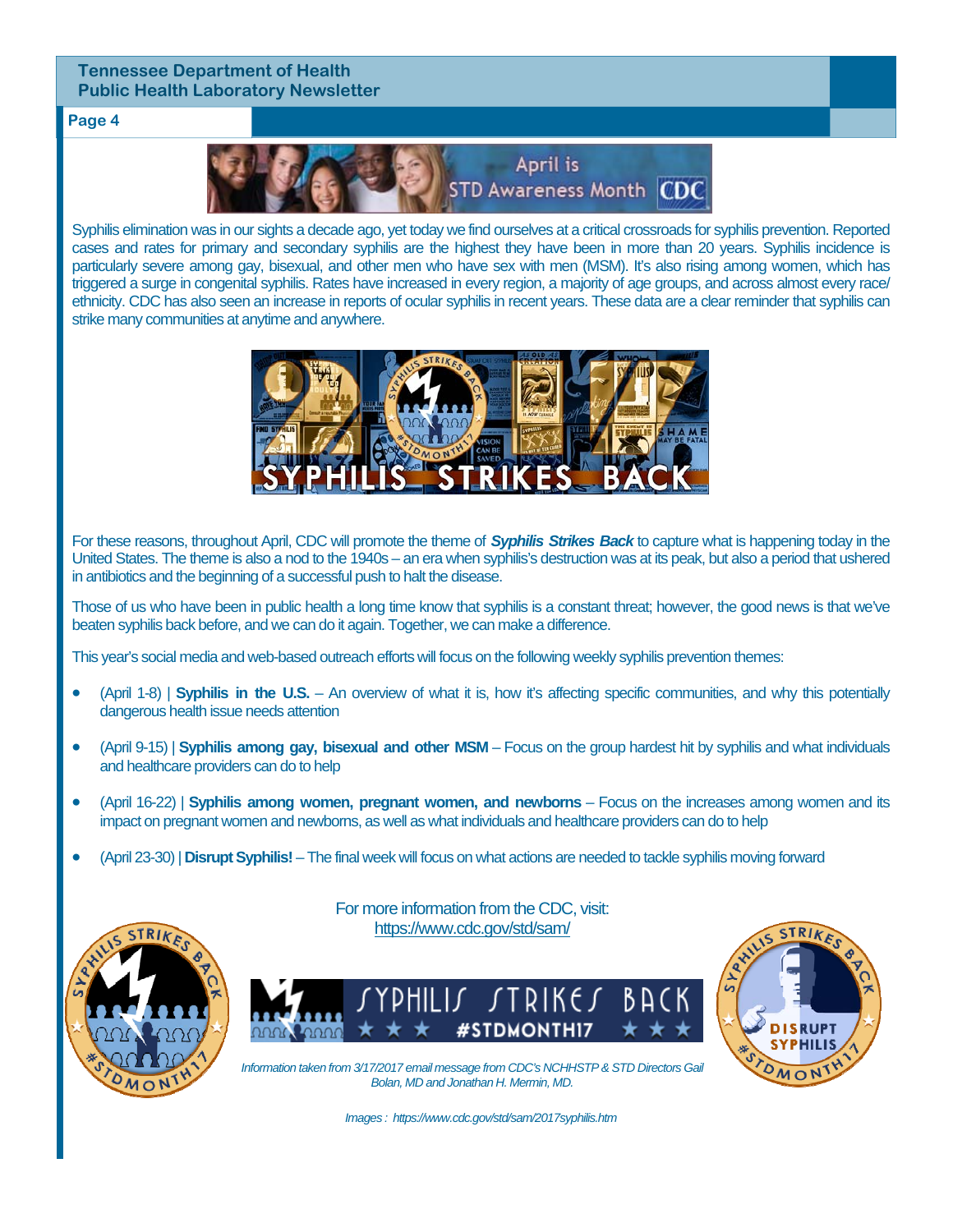April is STD Awareness Month

Syphilis elimination was in our sights a decade ago, yet today we find ourselves at a critical crossroads for syphilis prevention. Reported cases and rates for primary and secondary syphilis are the highest they have been in more than 20 years. Syphilis incidence is particularly severe among gay, bisexual, and other men who have sex with men (MSM). It's also rising among women, which has triggered a surge in congenital syphilis. Rates have increased in every region, a majority of age groups, and across almost every race/ ethnicity. CDC has also seen an increase in reports of ocular syphilis in recent years. These data are a clear reminder that syphilis can strike many communities at anytime and anywhere.

For these reasons, throughout April, CDC will promote the theme of ***Syphilis Strikes Back*** to capture what is happening today in the United States. The theme is also a nod to the 1940s – an era when syphilis's destruction was at its peak, but also a period that ushered in antibiotics and the beginning of a successful push to halt the disease.

Those of us who have been in public health a long time know that syphilis is a constant threat; however, the good news is that we've beaten syphilis back before, and we can do it again. Together, we can make a difference.

This year's social media and web-based outreach efforts will focus on the following weekly syphilis prevention themes:

- (April 1-8) | **Syphilis in the U.S.** – An overview of what it is, how it's affecting specific communities, and why this potentially dangerous health issue needs attention
- (April 9-15) | **Syphilis among gay, bisexual and other MSM** – Focus on the group hardest hit by syphilis and what individuals and healthcare providers can do to help
- (April 16-22) | **Syphilis among women, pregnant women, and newborns** – Focus on the increases among women and its impact on pregnant women and newborns, as well as what individuals and healthcare providers can do to help
- (April 23-30) | **Disrupt Syphilis!** – The final week will focus on what actions are needed to tackle syphilis moving forward

For more information from the CDC, visit:
https://www.cdc.gov/std/sam/

*Information taken from 3/17/2017 email message from CDC's NCHHSTP & STD Directors Gail Bolan, MD and Jonathan H. Mermin, MD.*

*Images : https://www.cdc.gov/std/sam/2017syphilis.htm*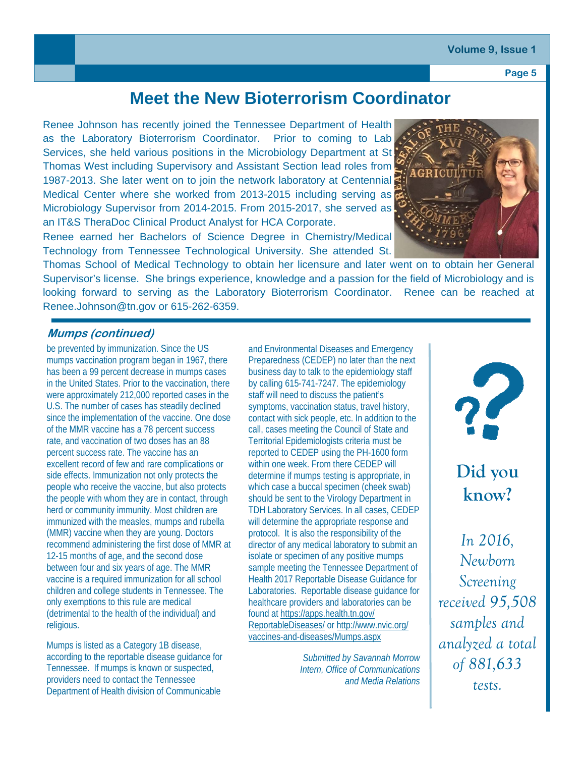# Meet the New Bioterrorism Coordinator

Renee Johnson has recently joined the Tennessee Department of Health as the Laboratory Bioterrorism Coordinator. Prior to coming to Lab Services, she held various positions in the Microbiology Department at St Thomas West including Supervisory and Assistant Section lead roles from 1987-2013. She later went on to join the network laboratory at Centennial Medical Center where she worked from 2013-2015 including serving as Microbiology Supervisor from 2014-2015. From 2015-2017, she served as an IT&S TheraDoc Clinical Product Analyst for HCA Corporate.

Renee earned her Bachelors of Science Degree in Chemistry/Medical Technology from Tennessee Technological University. She attended St. Thomas School of Medical Technology to obtain her licensure and later went on to obtain her General Supervisor's license. She brings experience, knowledge and a passion for the field of Microbiology and is looking forward to serving as the Laboratory Bioterrorism Coordinator. Renee can be reached at Renee.Johnson@tn.gov or 615-262-6359.

## Mumps (continued)

be prevented by immunization. Since the US mumps vaccination program began in 1967, there has been a 99 percent decrease in mumps cases in the United States. Prior to the vaccination, there were approximately 212,000 reported cases in the U.S. The number of cases has steadily declined since the implementation of the vaccine. One dose of the MMR vaccine has a 78 percent success rate, and vaccination of two doses has an 88 percent success rate. The vaccine has an excellent record of few and rare complications or side effects. Immunization not only protects the people who receive the vaccine, but also protects the people with whom they are in contact, through herd or community immunity. Most children are immunized with the measles, mumps and rubella (MMR) vaccine when they are young. Doctors recommend administering the first dose of MMR at 12-15 months of age, and the second dose between four and six years of age. The MMR vaccine is a required immunization for all school children and college students in Tennessee. The only exemptions to this rule are medical (detrimental to the health of the individual) and religious.

Mumps is listed as a Category 1B disease, according to the reportable disease guidance for Tennessee. If mumps is known or suspected, providers need to contact the Tennessee Department of Health division of Communicable and Environmental Diseases and Emergency Preparedness (CEDEP) no later than the next business day to talk to the epidemiology staff by calling 615-741-7247. The epidemiology staff will need to discuss the patient's symptoms, vaccination status, travel history, contact with sick people, etc. In addition to the call, cases meeting the Council of State and Territorial Epidemiologists criteria must be reported to CEDEP using the PH-1600 form within one week. From there CEDEP will determine if mumps testing is appropriate, in which case a buccal specimen (cheek swab) should be sent to the Virology Department in TDH Laboratory Services. In all cases, CEDEP will determine the appropriate response and protocol. It is also the responsibility of the director of any medical laboratory to submit an isolate or specimen of any positive mumps sample meeting the Tennessee Department of Health 2017 Reportable Disease Guidance for Laboratories. Reportable disease guidance for healthcare providers and laboratories can be found at https://apps.health.tn.gov/ReportableDiseases/ or http://www.nvic.org/vaccines-and-diseases/Mumps.aspx

*Submitted by Savannah Morrow*
*Intern, Office of Communications and Media Relations*

## Did you know?

*In 2016, Newborn Screening received 95,508 samples and analyzed a total of 881,633 tests.*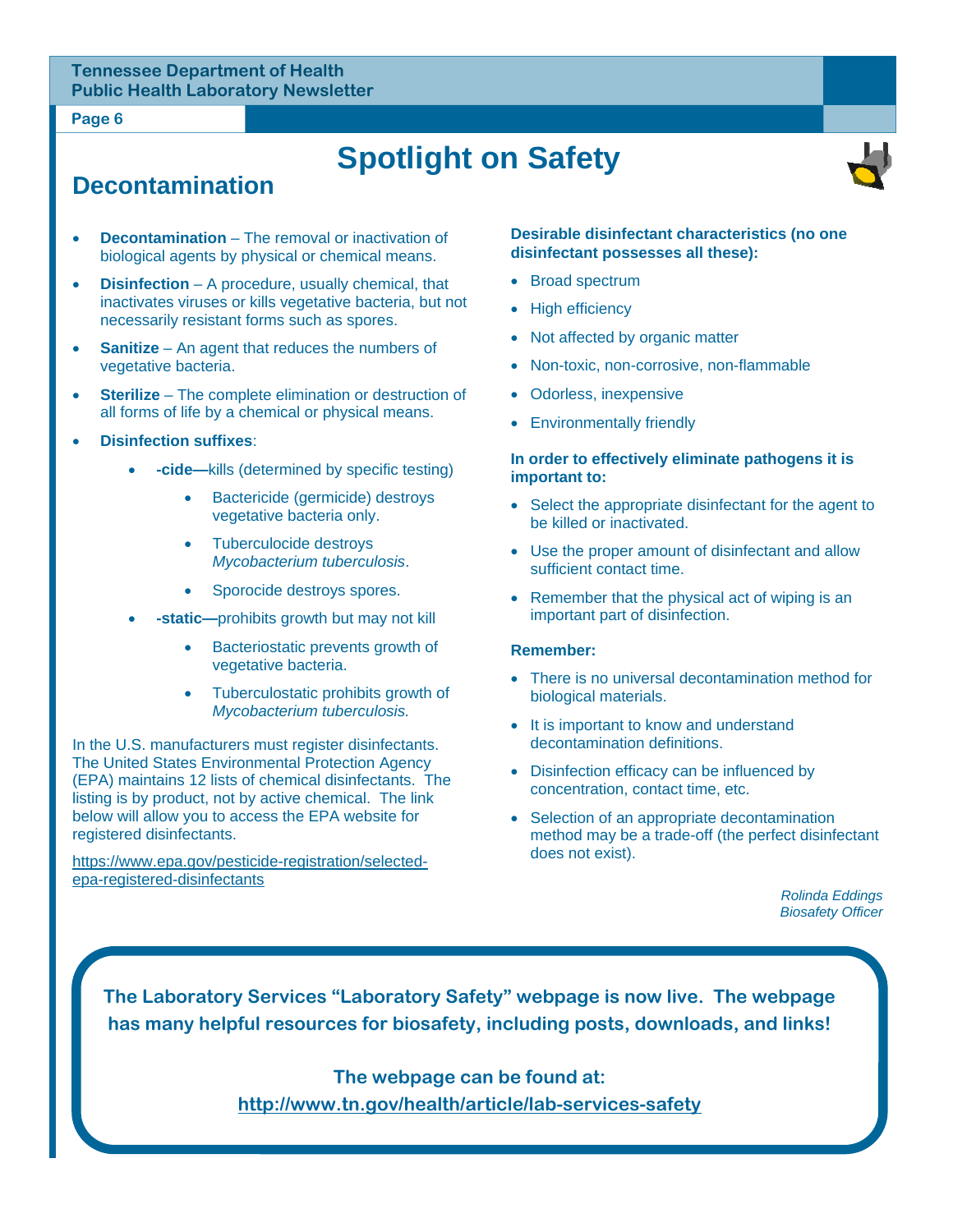# Spotlight on Safety

## Decontamination

- **Decontamination** – The removal or inactivation of biological agents by physical or chemical means.
- **Disinfection** – A procedure, usually chemical, that inactivates viruses or kills vegetative bacteria, but not necessarily resistant forms such as spores.
- **Sanitize** – An agent that reduces the numbers of vegetative bacteria.
- **Sterilize** – The complete elimination or destruction of all forms of life by a chemical or physical means.
- **Disinfection suffixes**:
    - **-cide—**kills (determined by specific testing)
        - Bactericide (germicide) destroys vegetative bacteria only.
        - Tuberculocide destroys *Mycobacterium tuberculosis*.
        - Sporocide destroys spores.
    - **-static—**prohibits growth but may not kill
        - Bacteriostatic prevents growth of vegetative bacteria.
        - Tuberculostatic prohibits growth of *Mycobacterium tuberculosis.*

In the U.S. manufacturers must register disinfectants. The United States Environmental Protection Agency (EPA) maintains 12 lists of chemical disinfectants. The listing is by product, not by active chemical. The link below will allow you to access the EPA website for registered disinfectants.

https://www.epa.gov/pesticide-registration/selected-epa-registered-disinfectants

**Desirable disinfectant characteristics (no one disinfectant possesses all these):**

- Broad spectrum
- High efficiency
- Not affected by organic matter
- Non-toxic, non-corrosive, non-flammable
- Odorless, inexpensive
- Environmentally friendly

**In order to effectively eliminate pathogens it is important to:**

- Select the appropriate disinfectant for the agent to be killed or inactivated.
- Use the proper amount of disinfectant and allow sufficient contact time.
- Remember that the physical act of wiping is an important part of disinfection.

**Remember:**

- There is no universal decontamination method for biological materials.
- It is important to know and understand decontamination definitions.
- Disinfection efficacy can be influenced by concentration, contact time, etc.
- Selection of an appropriate decontamination method may be a trade-off (the perfect disinfectant does not exist).

*Rolinda Eddings*
*Biosafety Officer*

**The Laboratory Services "Laboratory Safety" webpage is now live. The webpage has many helpful resources for biosafety, including posts, downloads, and links!**

**The webpage can be found at:**
**http://www.tn.gov/health/article/lab-services-safety**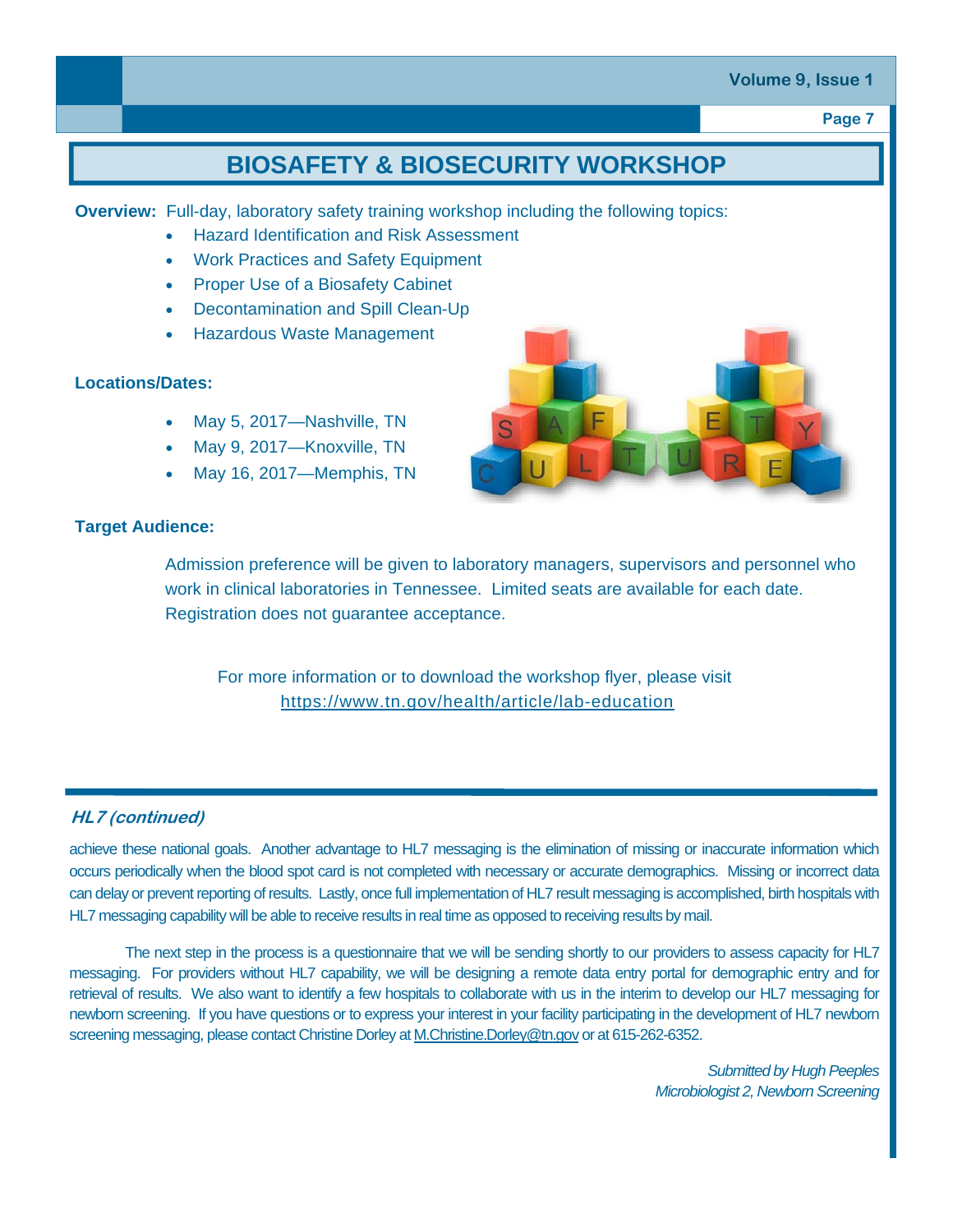# BIOSAFETY & BIOSECURITY WORKSHOP

**Overview:** Full-day, laboratory safety training workshop including the following topics:

- Hazard Identification and Risk Assessment
- Work Practices and Safety Equipment
- Proper Use of a Biosafety Cabinet
- Decontamination and Spill Clean-Up
- Hazardous Waste Management

**Locations/Dates:**

- May 5, 2017—Nashville, TN
- May 9, 2017—Knoxville, TN
- May 16, 2017—Memphis, TN

**Target Audience:**

Admission preference will be given to laboratory managers, supervisors and personnel who work in clinical laboratories in Tennessee. Limited seats are available for each date. Registration does not guarantee acceptance.

For more information or to download the workshop flyer, please visit https://www.tn.gov/health/article/lab-education

## *HL7 (continued)*

achieve these national goals. Another advantage to HL7 messaging is the elimination of missing or inaccurate information which occurs periodically when the blood spot card is not completed with necessary or accurate demographics. Missing or incorrect data can delay or prevent reporting of results. Lastly, once full implementation of HL7 result messaging is accomplished, birth hospitals with HL7 messaging capability will be able to receive results in real time as opposed to receiving results by mail.

The next step in the process is a questionnaire that we will be sending shortly to our providers to assess capacity for HL7 messaging. For providers without HL7 capability, we will be designing a remote data entry portal for demographic entry and for retrieval of results. We also want to identify a few hospitals to collaborate with us in the interim to develop our HL7 messaging for newborn screening. If you have questions or to express your interest in your facility participating in the development of HL7 newborn screening messaging, please contact Christine Dorley at M.Christine.Dorley@tn.gov or at 615-262-6352.

*Submitted by Hugh Peeples*
*Microbiologist 2, Newborn Screening*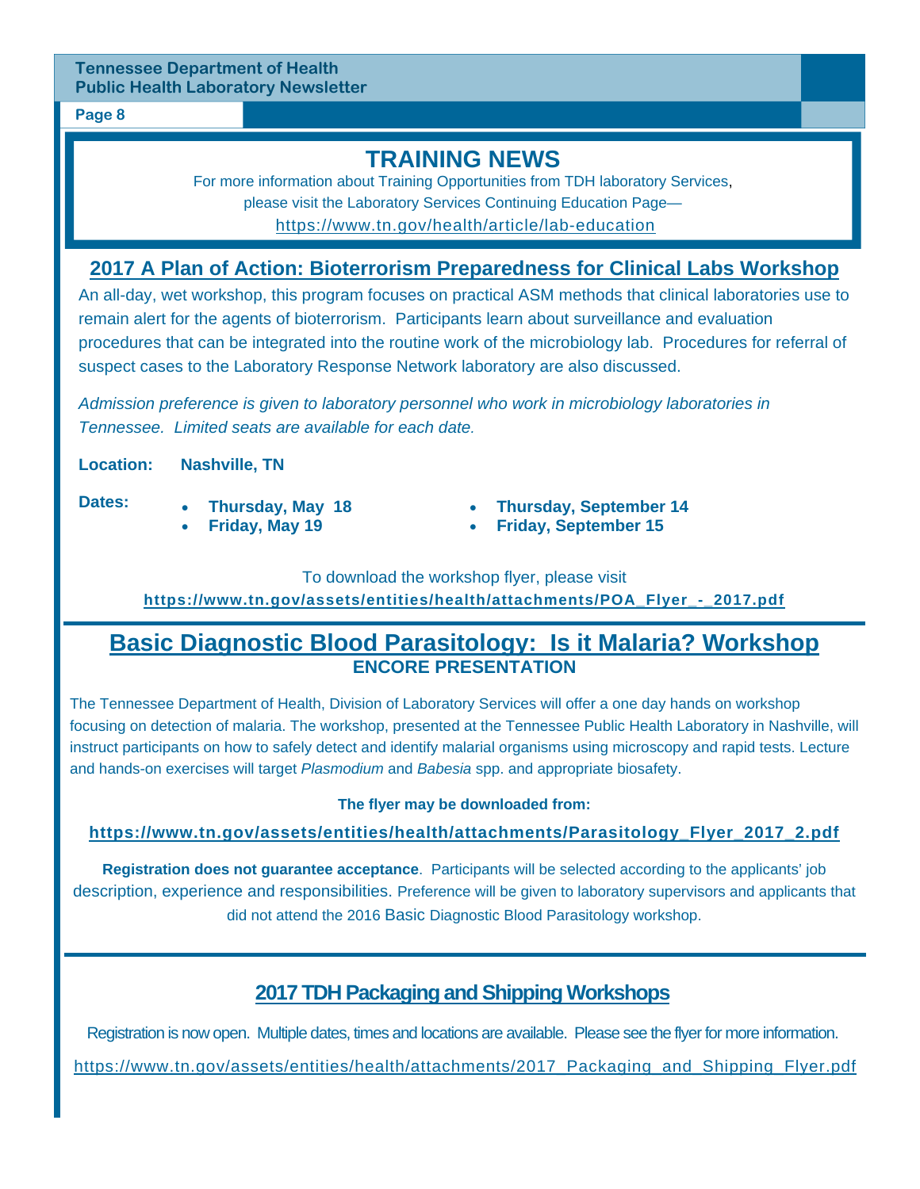# TRAINING NEWS

For more information about Training Opportunities from TDH laboratory Services, please visit the Laboratory Services Continuing Education Page—

https://www.tn.gov/health/article/lab-education

## 2017 A Plan of Action: Bioterrorism Preparedness for Clinical Labs Workshop

An all-day, wet workshop, this program focuses on practical ASM methods that clinical laboratories use to remain alert for the agents of bioterrorism. Participants learn about surveillance and evaluation procedures that can be integrated into the routine work of the microbiology lab. Procedures for referral of suspect cases to the Laboratory Response Network laboratory are also discussed.

*Admission preference is given to laboratory personnel who work in microbiology laboratories in Tennessee. Limited seats are available for each date.*

**Location:** **Nashville, TN**

**Dates:**

- **Thursday, May 18**
- **Friday, May 19**
- **Thursday, September 14**
- **Friday, September 15**

To download the workshop flyer, please visit

**https://www.tn.gov/assets/entities/health/attachments/POA_Flyer_-_2017.pdf**

## Basic Diagnostic Blood Parasitology: Is it Malaria? Workshop

**ENCORE PRESENTATION**

The Tennessee Department of Health, Division of Laboratory Services will offer a one day hands on workshop focusing on detection of malaria. The workshop, presented at the Tennessee Public Health Laboratory in Nashville, will instruct participants on how to safely detect and identify malarial organisms using microscopy and rapid tests. Lecture and hands-on exercises will target *Plasmodium* and *Babesia* spp. and appropriate biosafety.

**The flyer may be downloaded from:**

**https://www.tn.gov/assets/entities/health/attachments/Parasitology_Flyer_2017_2.pdf**

**Registration does not guarantee acceptance**. Participants will be selected according to the applicants' job description, experience and responsibilities. Preference will be given to laboratory supervisors and applicants that did not attend the 2016 Basic Diagnostic Blood Parasitology workshop.

## 2017 TDH Packaging and Shipping Workshops

Registration is now open. Multiple dates, times and locations are available. Please see the flyer for more information.

https://www.tn.gov/assets/entities/health/attachments/2017_Packaging_and_Shipping_Flyer.pdf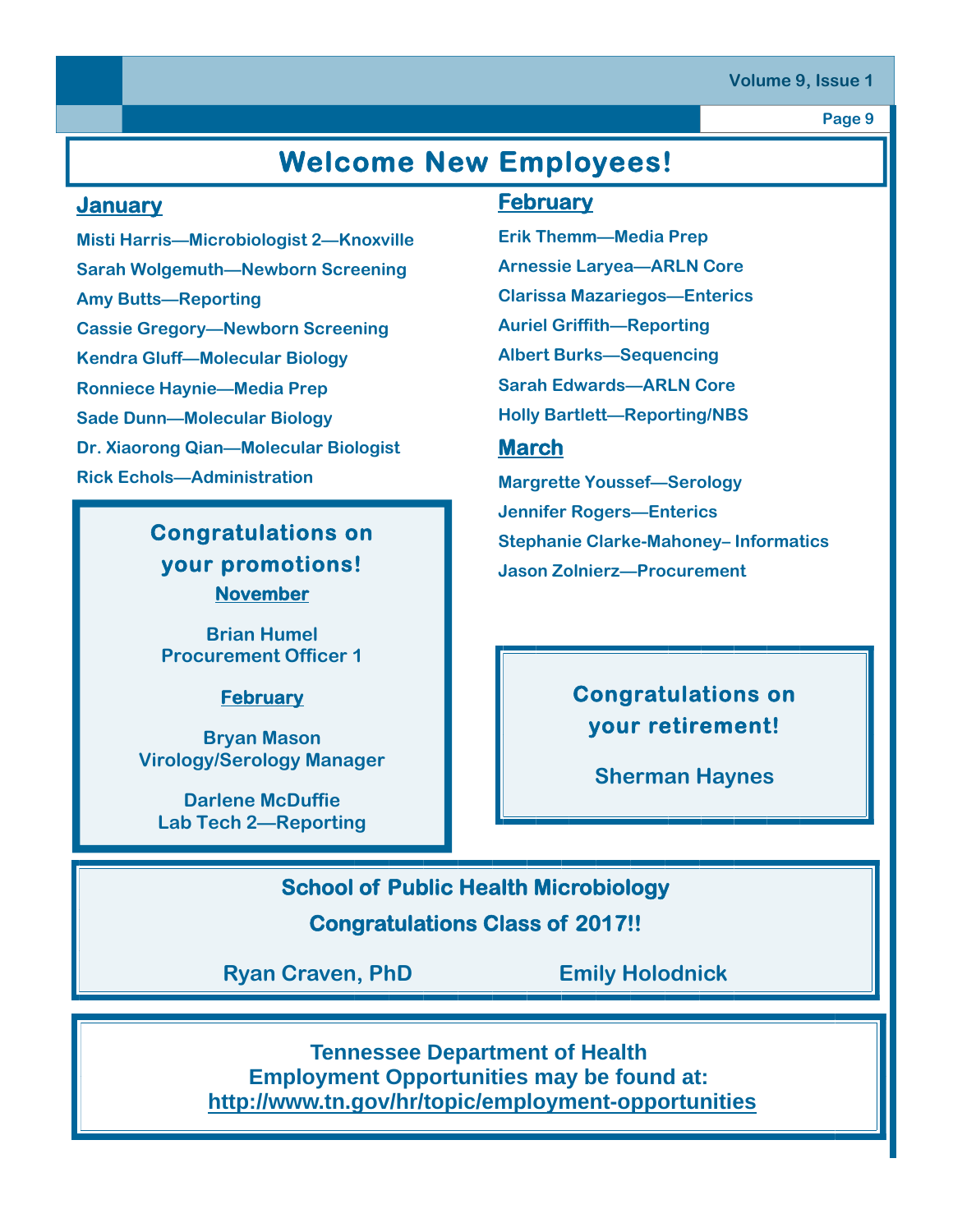# Welcome New Employees!

## January

Misti Harris—Microbiologist 2—Knoxville

Sarah Wolgemuth—Newborn Screening

Amy Butts—Reporting

Cassie Gregory—Newborn Screening

Kendra Gluff—Molecular Biology

Ronniece Haynie—Media Prep

Sade Dunn—Molecular Biology

Dr. Xiaorong Qian—Molecular Biologist

Rick Echols—Administration

## February

Erik Themm—Media Prep

Arnessie Laryea—ARLN Core

Clarissa Mazariegos—Enterics

Auriel Griffith—Reporting

Albert Burks—Sequencing

Sarah Edwards—ARLN Core

Holly Bartlett—Reporting/NBS

## March

Margrette Youssef—Serology

Jennifer Rogers—Enterics

Stephanie Clarke-Mahoney– Informatics

Jason Zolnierz—Procurement

## Congratulations on your promotions!

**November**

Brian Humel
Procurement Officer 1

**February**

Bryan Mason
Virology/Serology Manager

Darlene McDuffie
Lab Tech 2—Reporting

## Congratulations on your retirement!

Sherman Haynes

## School of Public Health Microbiology

**Congratulations Class of 2017!!**

Ryan Craven, PhD

Emily Holodnick

**Tennessee Department of Health
Employment Opportunities may be found at:
http://www.tn.gov/hr/topic/employment-opportunities**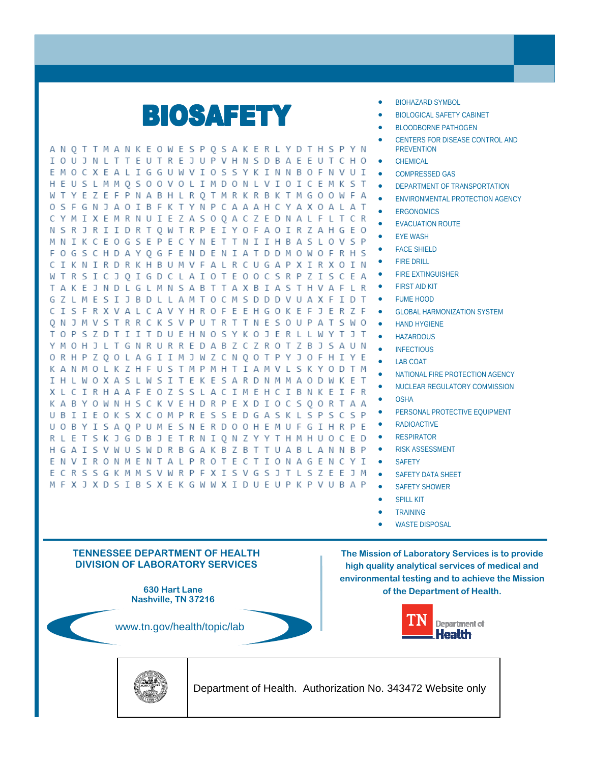# BIOSAFETY

```
A N Q T T M A N K E O W E S P Q S A K E R L Y D T H S P Y N
I O U J N L T T E U T R E J U P V H N S D B A E E U T C H O
E M O C X E A L I G G U W V I O S S Y K I N N B O F N V U I
H E U S L M M Q S O O V O L I M D O N L V I O I C E M K S T
W T Y E Z E F P N A B H L R Q T M R K R B K T M G O O W F A
O S F G N J A O I B F K T Y N P C A A A H C Y A X O A L A T
C Y M I X E M R N U I E Z A S O Q A C Z E D N A L F L T C R
N S R J R I I D R T Q W T R P E I Y O F A O I R Z A H G E O
M N I K C E O G S E P E C Y N E T T N I I H B A S L O V S P
F O G S C H D A Y Q G F E N D E N I A T D D M O W O F R H S
C I K N I R D R K H B U M V F A L R C U G A P X I R X O I N
W T R S I C J Q I G D C L A I O T E O O C S R P Z I S C E A
T A K E J N D L G L M N S A B T T A X B I A S T H V A F L R
G Z L M E S I J B D L L A M T O C M S D D D V U A X F I D T
C I S F R X V A L C A V Y H R O F E E H G O K E F J E R Z F
Q N J M V S T R R C K S V P U T R T T N E S O U P A T S W O
T O P S Z D T I I T D U E H N O S Y K O J E R L L W Y T J T
Y M O H J L T G N R U R R E D A B Z C Z R O T Z B J S A U N
O R H P Z Q O L A G I I M J W Z C N Q O T P Y J O F H I Y E
K A N M O L K Z H F U S T M P M H T I A M V L S K Y O D T M
I H L W O X A S L W S I T E K E S A R D N M M A O D W K E T
X L C I R H A A F E O Z S S L A C I M E H C I B N K E I F R
K A B Y O W N H S C K V E H D R P E X D I O C S Q O R T A A
U B I I E O K S X C O M P R E S S E D G A S K L S P S C S P
U O B Y I S A Q P U M E S N E R D O O H E M U F G I H R P E
R L E T S K J G D B J E T R N I Q N Z Y Y T H M H U O C E D
H G A I S V W U S W D R B G A K B Z B T T U A B L A N N B P
E N V I R O N M E N T A L P R O T E C T I O N A G E N C Y I
E C R S S G K M M S V W R P F X I S V G S J T L S Z E E J M
M F X J X D S I B S X E K G W W X I D U E U P K P V U B A P
```

- BIOHAZARD SYMBOL
- BIOLOGICAL SAFETY CABINET
- BLOODBORNE PATHOGEN
- CENTERS FOR DISEASE CONTROL AND PREVENTION
- CHEMICAL
- COMPRESSED GAS
- DEPARTMENT OF TRANSPORTATION
- ENVIRONMENTAL PROTECTION AGENCY
- ERGONOMICS
- EVACUATION ROUTE
- EYE WASH
- FACE SHIELD
- FIRE DRILL
- FIRE EXTINGUISHER
- FIRST AID KIT
- FUME HOOD
- GLOBAL HARMONIZATION SYSTEM
- HAND HYGIENE
- HAZARDOUS
- INFECTIOUS
- LAB COAT
- NATIONAL FIRE PROTECTION AGENCY
- NUCLEAR REGULATORY COMMISSION
- OSHA
- PERSONAL PROTECTIVE EQUIPMENT
- RADIOACTIVE
- RESPIRATOR
- RISK ASSESSMENT
- SAFETY
- SAFETY DATA SHEET
- SAFETY SHOWER
- SPILL KIT
- TRAINING
- WASTE DISPOSAL

**TENNESSEE DEPARTMENT OF HEALTH**
**DIVISION OF LABORATORY SERVICES**

**630 Hart Lane**
**Nashville, TN 37216**

www.tn.gov/health/topic/lab

**The Mission of Laboratory Services is to provide high quality analytical services of medical and environmental testing and to achieve the Mission of the Department of Health.**

TN Department of Health

Department of Health. Authorization No. 343472 Website only